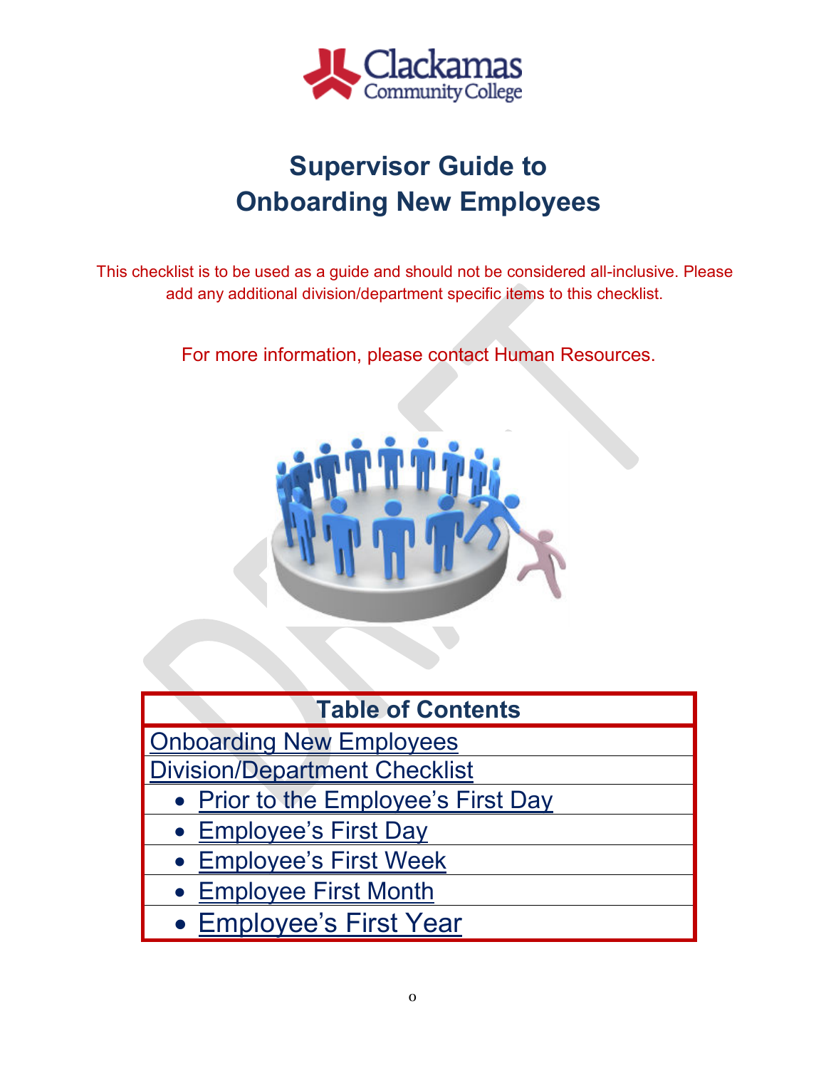Clackamas Community College

# Supervisor Guide to Onboarding New Employees

This checklist is to be used as a guide and should not be considered all-inclusive. Please add any additional division/department specific items to this checklist.

For more information, please contact Human Resources.

| Table of Contents |
| --- |
| Onboarding New Employees |
| Division/Department Checklist |
| • Prior to the Employee's First Day |
| • Employee's First Day |
| • Employee's First Week |
| • Employee First Month |
| • Employee's First Year |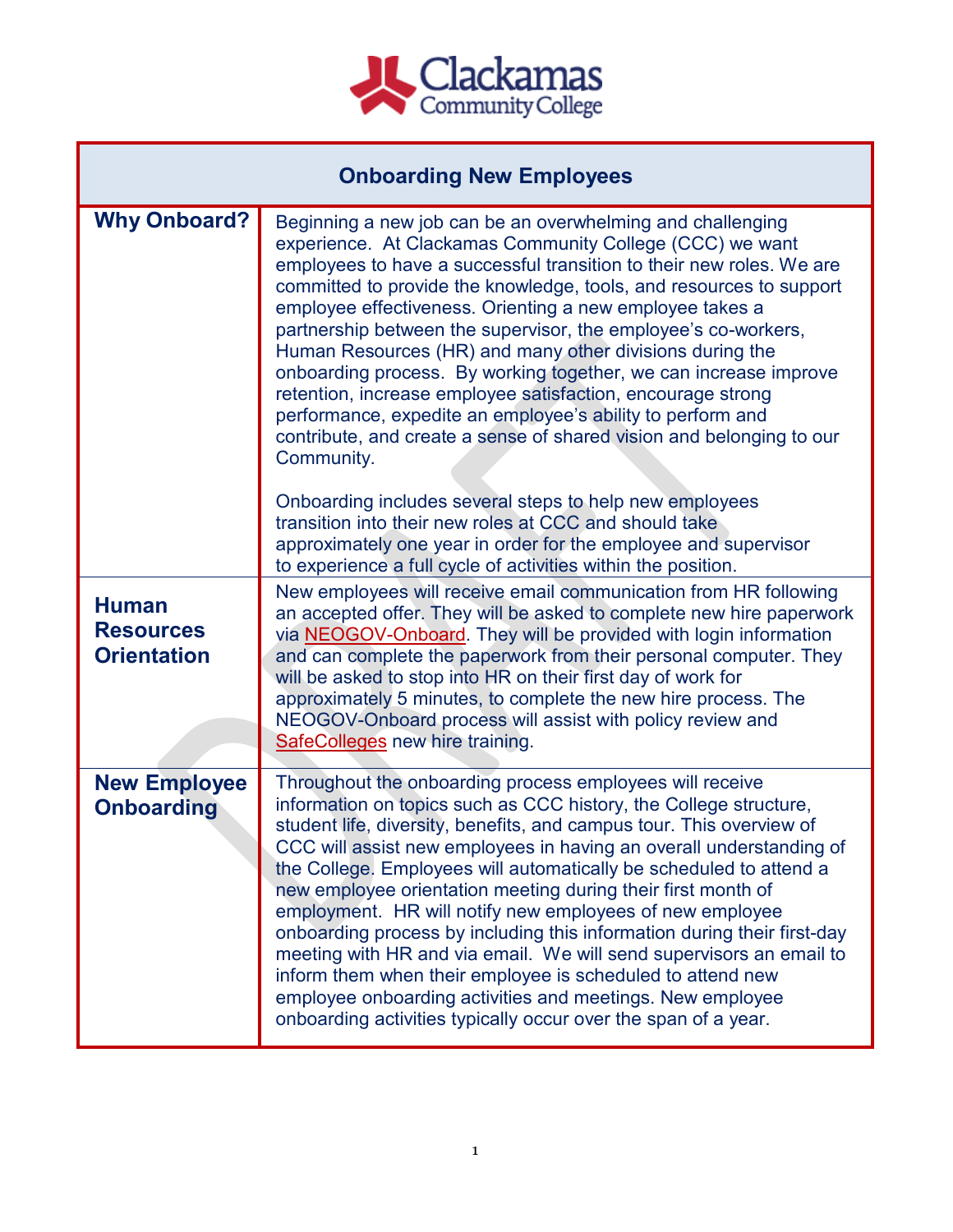# Onboarding New Employees

| Onboarding New Employees | |
|---|---|
| **Why Onboard?** | Beginning a new job can be an overwhelming and challenging experience. At Clackamas Community College (CCC) we want employees to have a successful transition to their new roles. We are committed to provide the knowledge, tools, and resources to support employee effectiveness. Orienting a new employee takes a partnership between the supervisor, the employee's co-workers, Human Resources (HR) and many other divisions during the onboarding process. By working together, we can increase improve retention, increase employee satisfaction, encourage strong performance, expedite an employee's ability to perform and contribute, and create a sense of shared vision and belonging to our Community.<br><br>Onboarding includes several steps to help new employees transition into their new roles at CCC and should take approximately one year in order for the employee and supervisor to experience a full cycle of activities within the position. |
| **Human Resources Orientation** | New employees will receive email communication from HR following an accepted offer. They will be asked to complete new hire paperwork via NEOGOV-Onboard. They will be provided with login information and can complete the paperwork from their personal computer. They will be asked to stop into HR on their first day of work for approximately 5 minutes, to complete the new hire process. The NEOGOV-Onboard process will assist with policy review and SafeColleges new hire training. |
| **New Employee Onboarding** | Throughout the onboarding process employees will receive information on topics such as CCC history, the College structure, student life, diversity, benefits, and campus tour. This overview of CCC will assist new employees in having an overall understanding of the College. Employees will automatically be scheduled to attend a new employee orientation meeting during their first month of employment. HR will notify new employees of new employee onboarding process by including this information during their first-day meeting with HR and via email. We will send supervisors an email to inform them when their employee is scheduled to attend new employee onboarding activities and meetings. New employee onboarding activities typically occur over the span of a year. |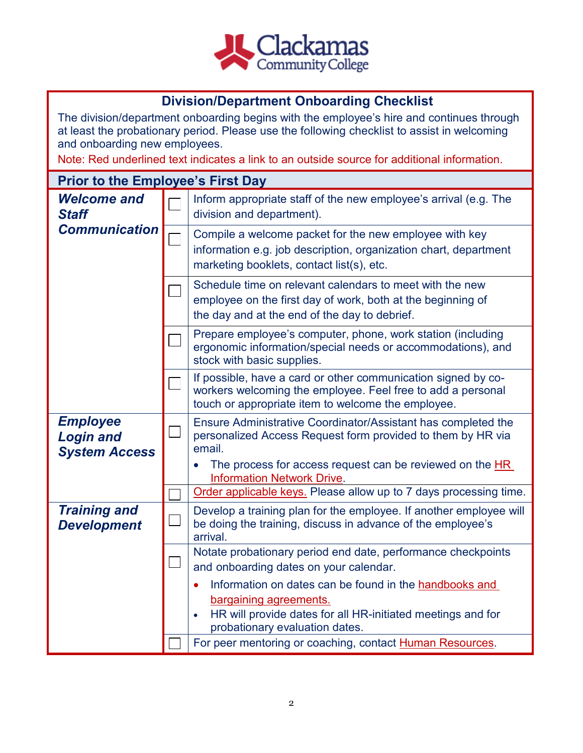# Division/Department Onboarding Checklist

The division/department onboarding begins with the employee's hire and continues through at least the probationary period. Please use the following checklist to assist in welcoming and onboarding new employees.

Note: Red underlined text indicates a link to an outside source for additional information.

## Prior to the Employee's First Day

| Category | ☐ | Task |
|---|---|---|
| ***Welcome and Staff Communication*** | ☐ | Inform appropriate staff of the new employee's arrival (e.g. The division and department). |
| | ☐ | Compile a welcome packet for the new employee with key information e.g. job description, organization chart, department marketing booklets, contact list(s), etc. |
| | ☐ | Schedule time on relevant calendars to meet with the new employee on the first day of work, both at the beginning of the day and at the end of the day to debrief. |
| | ☐ | Prepare employee's computer, phone, work station (including ergonomic information/special needs or accommodations), and stock with basic supplies. |
| | ☐ | If possible, have a card or other communication signed by co-workers welcoming the employee. Feel free to add a personal touch or appropriate item to welcome the employee. |
| ***Employee Login and System Access*** | ☐ | Ensure Administrative Coordinator/Assistant has completed the personalized Access Request form provided to them by HR via email.<br>• The process for access request can be reviewed on the HR Information Network Drive. |
| | ☐ | Order applicable keys. Please allow up to 7 days processing time. |
| ***Training and Development*** | ☐ | Develop a training plan for the employee. If another employee will be doing the training, discuss in advance of the employee's arrival. |
| | ☐ | Notate probationary period end date, performance checkpoints and onboarding dates on your calendar.<br>• Information on dates can be found in the handbooks and bargaining agreements.<br>• HR will provide dates for all HR-initiated meetings and for probationary evaluation dates. |
| | ☐ | For peer mentoring or coaching, contact Human Resources. |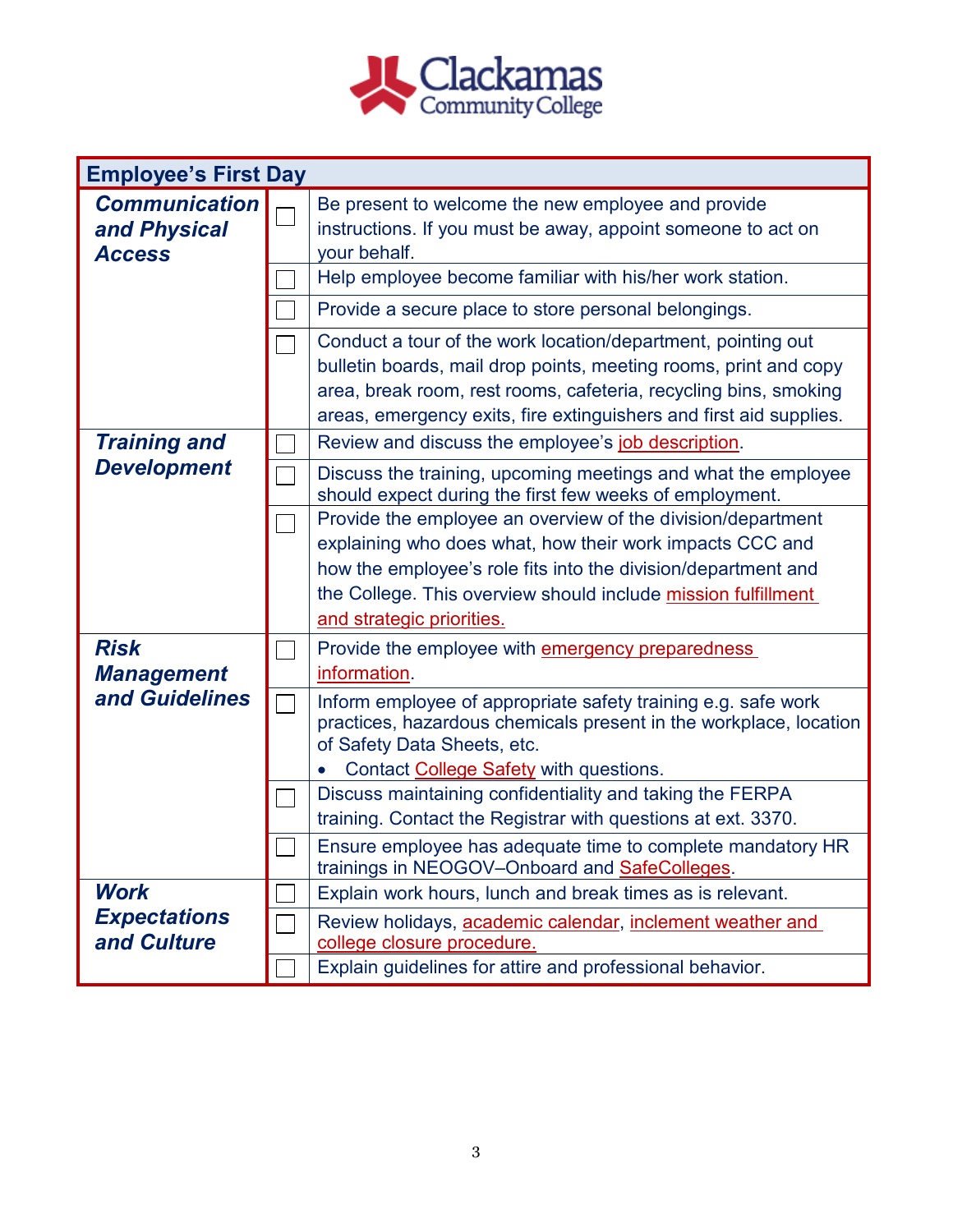| Employee's First Day | | |
|---|---|---|
| ***Communication and Physical Access*** | ☐ | Be present to welcome the new employee and provide instructions. If you must be away, appoint someone to act on your behalf. |
| | ☐ | Help employee become familiar with his/her work station. |
| | ☐ | Provide a secure place to store personal belongings. |
| | ☐ | Conduct a tour of the work location/department, pointing out bulletin boards, mail drop points, meeting rooms, print and copy area, break room, rest rooms, cafeteria, recycling bins, smoking areas, emergency exits, fire extinguishers and first aid supplies. |
| ***Training and Development*** | ☐ | Review and discuss the employee's job description. |
| | ☐ | Discuss the training, upcoming meetings and what the employee should expect during the first few weeks of employment. |
| | ☐ | Provide the employee an overview of the division/department explaining who does what, how their work impacts CCC and how the employee's role fits into the division/department and the College. This overview should include mission fulfillment and strategic priorities. |
| ***Risk Management and Guidelines*** | ☐ | Provide the employee with emergency preparedness information. |
| | ☐ | Inform employee of appropriate safety training e.g. safe work practices, hazardous chemicals present in the workplace, location of Safety Data Sheets, etc. <br>• Contact College Safety with questions. |
| | ☐ | Discuss maintaining confidentiality and taking the FERPA training. Contact the Registrar with questions at ext. 3370. |
| | ☐ | Ensure employee has adequate time to complete mandatory HR trainings in NEOGOV–Onboard and SafeColleges. |
| ***Work Expectations and Culture*** | ☐ | Explain work hours, lunch and break times as is relevant. |
| | ☐ | Review holidays, academic calendar, inclement weather and college closure procedure. |
| | ☐ | Explain guidelines for attire and professional behavior. |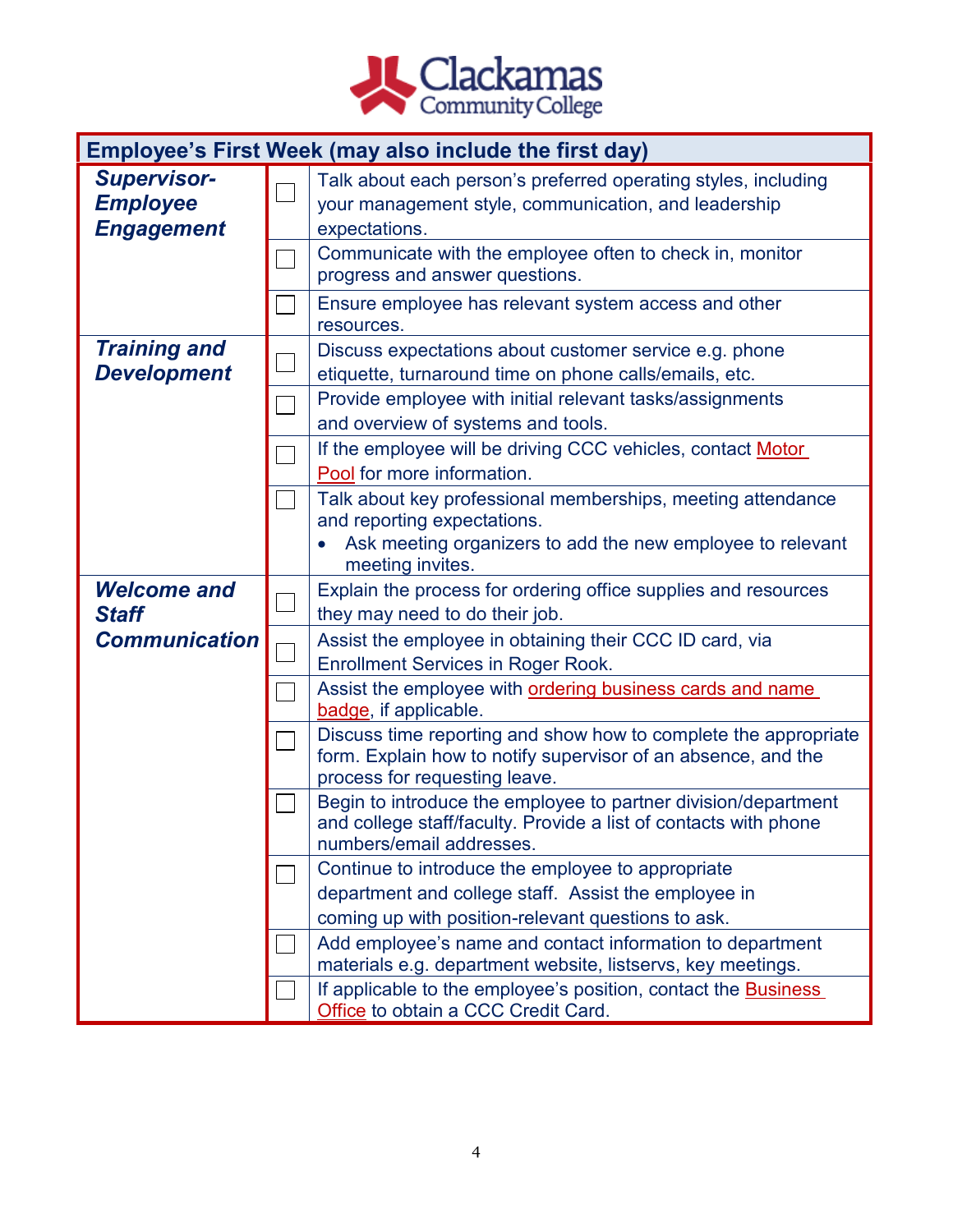| Employee's First Week (may also include the first day) | | |
|---|---|---|
| ***Supervisor-Employee Engagement*** | ☐ | Talk about each person's preferred operating styles, including your management style, communication, and leadership expectations. |
| | ☐ | Communicate with the employee often to check in, monitor progress and answer questions. |
| | ☐ | Ensure employee has relevant system access and other resources. |
| ***Training and Development*** | ☐ | Discuss expectations about customer service e.g. phone etiquette, turnaround time on phone calls/emails, etc. |
| | ☐ | Provide employee with initial relevant tasks/assignments and overview of systems and tools. |
| | ☐ | If the employee will be driving CCC vehicles, contact Motor Pool for more information. |
| | ☐ | Talk about key professional memberships, meeting attendance and reporting expectations. • Ask meeting organizers to add the new employee to relevant meeting invites. |
| ***Welcome and Staff Communication*** | ☐ | Explain the process for ordering office supplies and resources they may need to do their job. |
| | ☐ | Assist the employee in obtaining their CCC ID card, via Enrollment Services in Roger Rook. |
| | ☐ | Assist the employee with ordering business cards and name badge, if applicable. |
| | ☐ | Discuss time reporting and show how to complete the appropriate form. Explain how to notify supervisor of an absence, and the process for requesting leave. |
| | ☐ | Begin to introduce the employee to partner division/department and college staff/faculty. Provide a list of contacts with phone numbers/email addresses. |
| | ☐ | Continue to introduce the employee to appropriate department and college staff. Assist the employee in coming up with position-relevant questions to ask. |
| | ☐ | Add employee's name and contact information to department materials e.g. department website, listservs, key meetings. |
| | ☐ | If applicable to the employee's position, contact the Business Office to obtain a CCC Credit Card. |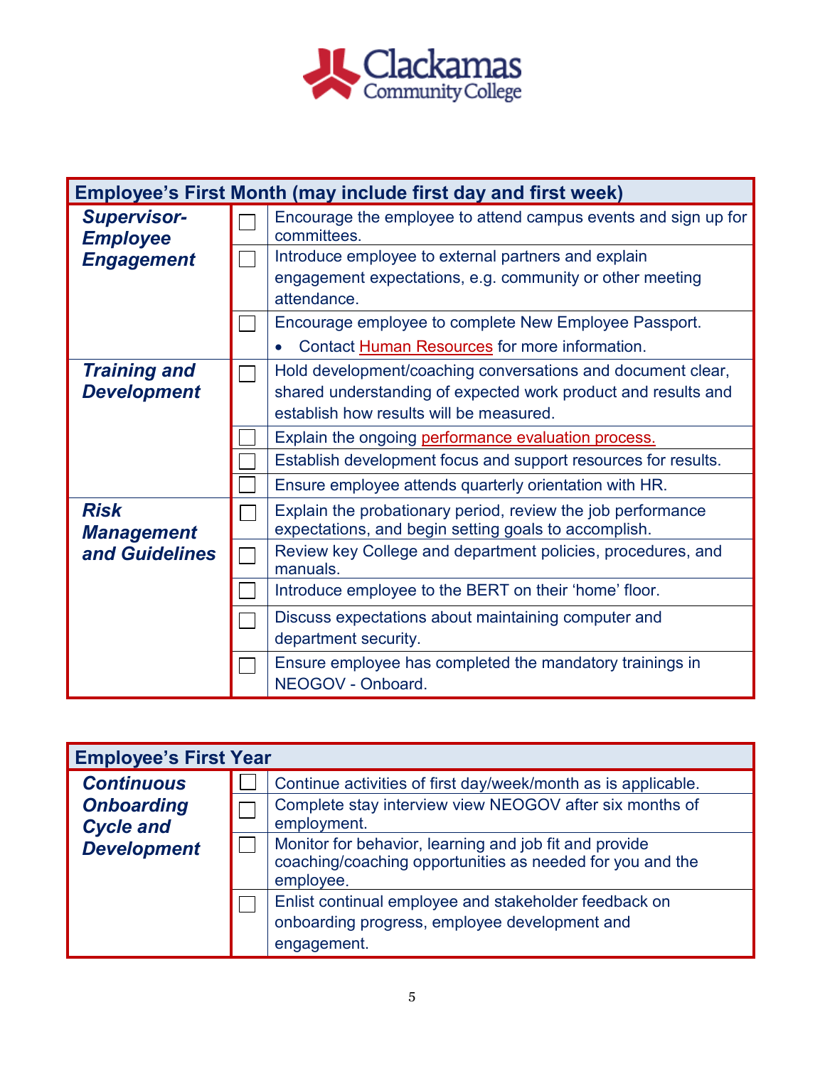| Employee's First Month (may include first day and first week) | | |
|---|---|---|
| ***Supervisor-Employee Engagement*** | ☐ | Encourage the employee to attend campus events and sign up for committees. |
| | ☐ | Introduce employee to external partners and explain engagement expectations, e.g. community or other meeting attendance. |
| | ☐ | Encourage employee to complete New Employee Passport. <br>• Contact Human Resources for more information. |
| ***Training and Development*** | ☐ | Hold development/coaching conversations and document clear, shared understanding of expected work product and results and establish how results will be measured. |
| | ☐ | Explain the ongoing performance evaluation process. |
| | ☐ | Establish development focus and support resources for results. |
| | ☐ | Ensure employee attends quarterly orientation with HR. |
| ***Risk Management and Guidelines*** | ☐ | Explain the probationary period, review the job performance expectations, and begin setting goals to accomplish. |
| | ☐ | Review key College and department policies, procedures, and manuals. |
| | ☐ | Introduce employee to the BERT on their 'home' floor. |
| | ☐ | Discuss expectations about maintaining computer and department security. |
| | ☐ | Ensure employee has completed the mandatory trainings in NEOGOV - Onboard. |

| Employee's First Year | | |
|---|---|---|
| ***Continuous Onboarding Cycle and Development*** | ☐ | Continue activities of first day/week/month as is applicable. |
| | ☐ | Complete stay interview view NEOGOV after six months of employment. |
| | ☐ | Monitor for behavior, learning and job fit and provide coaching/coaching opportunities as needed for you and the employee. |
| | ☐ | Enlist continual employee and stakeholder feedback on onboarding progress, employee development and engagement. |